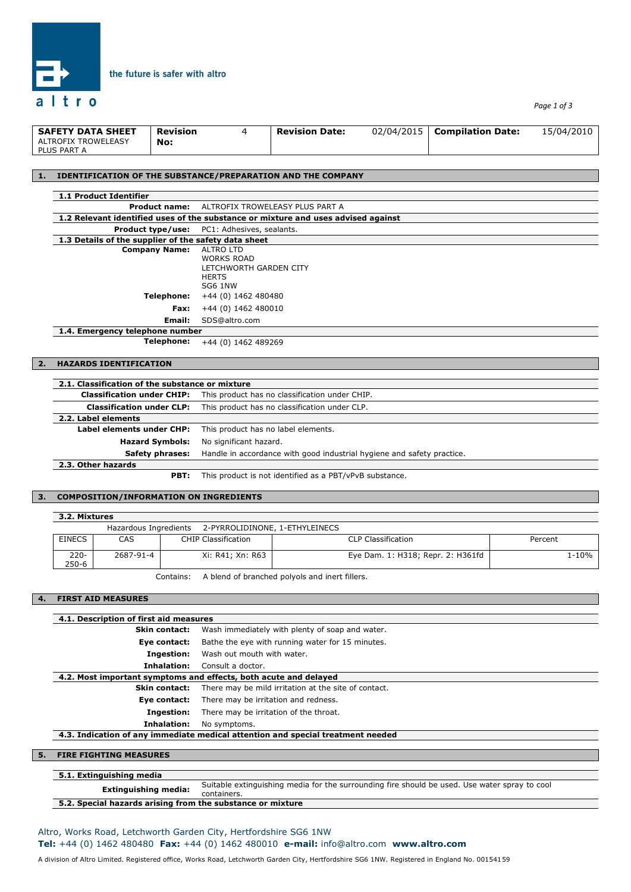| SAFETY DATA SHEET ALTROFIX TROWELEASY PLUS PART A | Revision No: | 4 | Revision Date: | 02/04/2015 | Compilation Date: | 15/04/2010 |
|---|---|---|---|---|---|---|

## 1. IDENTIFICATION OF THE SUBSTANCE/PREPARATION AND THE COMPANY

### 1.1 Product Identifier

**Product name:** ALTROFIX TROWELEASY PLUS PART A

### 1.2 Relevant identified uses of the substance or mixture and uses advised against

**Product type/use:** PC1: Adhesives, sealants.

### 1.3 Details of the supplier of the safety data sheet

**Company Name:** ALTRO LTD
WORKS ROAD
LETCHWORTH GARDEN CITY
HERTS
SG6 1NW

**Telephone:** +44 (0) 1462 480480

**Fax:** +44 (0) 1462 480010

**Email:** SDS@altro.com

### 1.4. Emergency telephone number

**Telephone:** +44 (0) 1462 489269

## 2. HAZARDS IDENTIFICATION

### 2.1. Classification of the substance or mixture

**Classification under CHIP:** This product has no classification under CHIP.

**Classification under CLP:** This product has no classification under CLP.

### 2.2. Label elements

**Label elements under CHP:** This product has no label elements.

**Hazard Symbols:** No significant hazard.

**Safety phrases:** Handle in accordance with good industrial hygiene and safety practice.

### 2.3. Other hazards

**PBT:** This product is not identified as a PBT/vPvB substance.

## 3. COMPOSITION/INFORMATION ON INGREDIENTS

### 3.2. Mixtures

Hazardous Ingredients 2-PYRROLIDINONE, 1-ETHYLEINECS

| EINECS | CAS | CHIP Classification | CLP Classification | Percent |
|---|---|---|---|---|
| 220-250-6 | 2687-91-4 | Xi: R41; Xn: R63 | Eye Dam. 1: H318; Repr. 2: H361fd | 1-10% |

Contains: A blend of branched polyols and inert fillers.

## 4. FIRST AID MEASURES

### 4.1. Description of first aid measures

**Skin contact:** Wash immediately with plenty of soap and water.

**Eye contact:** Bathe the eye with running water for 15 minutes.

**Ingestion:** Wash out mouth with water.

**Inhalation:** Consult a doctor.

### 4.2. Most important symptoms and effects, both acute and delayed

**Skin contact:** There may be mild irritation at the site of contact.

**Eye contact:** There may be irritation and redness.

**Ingestion:** There may be irritation of the throat.

**Inhalation:** No symptoms.

### 4.3. Indication of any immediate medical attention and special treatment needed

## 5. FIRE FIGHTING MEASURES

### 5.1. Extinguishing media

**Extinguishing media:** Suitable extinguishing media for the surrounding fire should be used. Use water spray to cool containers.

### 5.2. Special hazards arising from the substance or mixture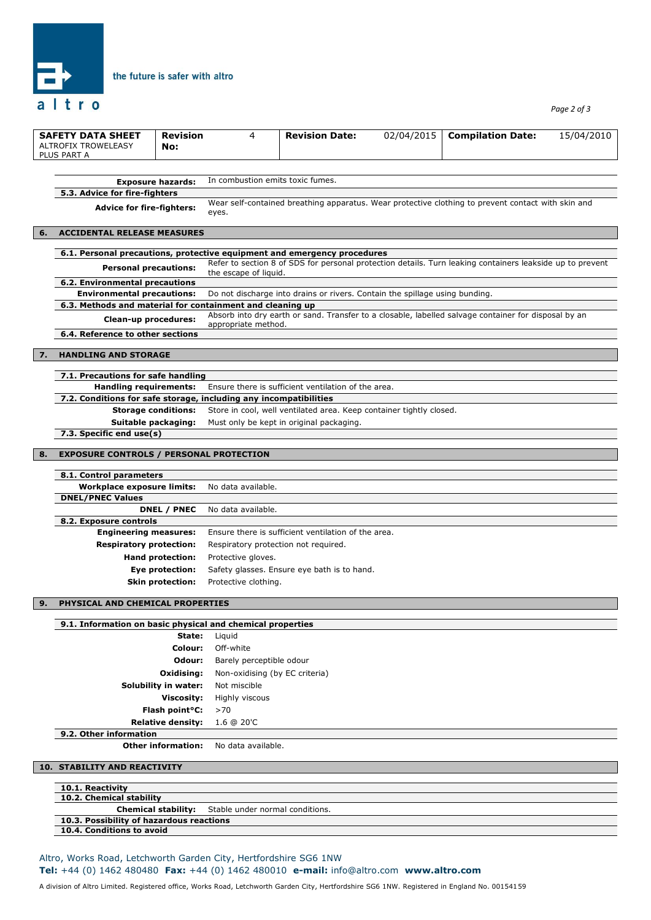| SAFETY DATA SHEET ALTROFIX TROWELEASY PLUS PART A | Revision No: | 4 | Revision Date: | 02/04/2015 | Compilation Date: | 15/04/2010 |
|---|---|---|---|---|---|---|

**Exposure hazards:** In combustion emits toxic fumes.

**5.3. Advice for fire-fighters**

**Advice for fire-fighters:** Wear self-contained breathing apparatus. Wear protective clothing to prevent contact with skin and eyes.

## 6. ACCIDENTAL RELEASE MEASURES

**6.1. Personal precautions, protective equipment and emergency procedures**

**Personal precautions:** Refer to section 8 of SDS for personal protection details. Turn leaking containers leakside up to prevent the escape of liquid.

**6.2. Environmental precautions**

**Environmental precautions:** Do not discharge into drains or rivers. Contain the spillage using bunding.

**6.3. Methods and material for containment and cleaning up**

**Clean-up procedures:** Absorb into dry earth or sand. Transfer to a closable, labelled salvage container for disposal by an appropriate method.

**6.4. Reference to other sections**

## 7. HANDLING AND STORAGE

**7.1. Precautions for safe handling**

**Handling requirements:** Ensure there is sufficient ventilation of the area.

**7.2. Conditions for safe storage, including any incompatibilities**

**Storage conditions:** Store in cool, well ventilated area. Keep container tightly closed.

**Suitable packaging:** Must only be kept in original packaging.

**7.3. Specific end use(s)**

## 8. EXPOSURE CONTROLS / PERSONAL PROTECTION

**8.1. Control parameters**

**Workplace exposure limits:** No data available.

**DNEL/PNEC Values**

**DNEL / PNEC** No data available.

**8.2. Exposure controls**

**Engineering measures:** Ensure there is sufficient ventilation of the area.

**Respiratory protection:** Respiratory protection not required.

**Hand protection:** Protective gloves.

**Eye protection:** Safety glasses. Ensure eye bath is to hand.

**Skin protection:** Protective clothing.

## 9. PHYSICAL AND CHEMICAL PROPERTIES

**9.1. Information on basic physical and chemical properties**

**State:** Liquid

**Colour:** Off-white

**Odour:** Barely perceptible odour

**Oxidising:** Non-oxidising (by EC criteria)

**Solubility in water:** Not miscible

**Viscosity:** Highly viscous

**Flash point°C:** >70

**Relative density:** 1.6 @ 20'C

**9.2. Other information**

**Other information:** No data available.

## 10. STABILITY AND REACTIVITY

**10.1. Reactivity**

**10.2. Chemical stability**

**Chemical stability:** Stable under normal conditions.

**10.3. Possibility of hazardous reactions**

**10.4. Conditions to avoid**

Altro, Works Road, Letchworth Garden City, Hertfordshire SG6 1NW
**Tel:** +44 (0) 1462 480480 **Fax:** +44 (0) 1462 480010 **e-mail:** info@altro.com **www.altro.com**

A division of Altro Limited. Registered office, Works Road, Letchworth Garden City, Hertfordshire SG6 1NW. Registered in England No. 00154159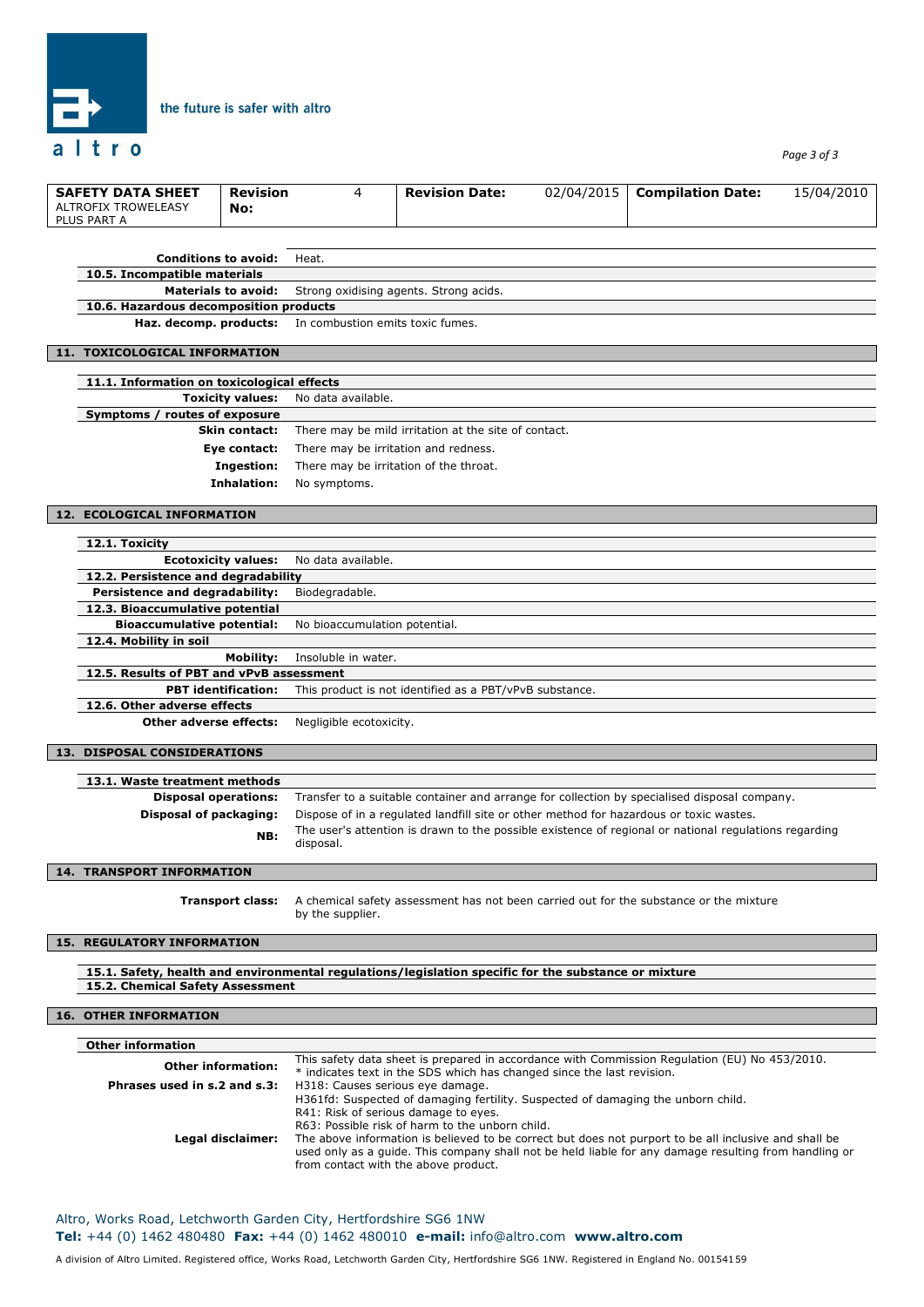| SAFETY DATA SHEET ALTROFIX TROWELEASY PLUS PART A | Revision No: | 4 | Revision Date: | 02/04/2015 | Compilation Date: | 15/04/2010 |
|---|---|---|---|---|---|---|

**Conditions to avoid:** Heat.

**10.5. Incompatible materials**

**Materials to avoid:** Strong oxidising agents. Strong acids.

**10.6. Hazardous decomposition products**

**Haz. decomp. products:** In combustion emits toxic fumes.

## 11. TOXICOLOGICAL INFORMATION

**11.1. Information on toxicological effects**

**Toxicity values:** No data available.

**Symptoms / routes of exposure**

**Skin contact:** There may be mild irritation at the site of contact.

**Eye contact:** There may be irritation and redness.

**Ingestion:** There may be irritation of the throat.

**Inhalation:** No symptoms.

## 12. ECOLOGICAL INFORMATION

**12.1. Toxicity**

**Ecotoxicity values:** No data available.

**12.2. Persistence and degradability**

**Persistence and degradability:** Biodegradable.

**12.3. Bioaccumulative potential**

**Bioaccumulative potential:** No bioaccumulation potential.

**12.4. Mobility in soil**

**Mobility:** Insoluble in water.

**12.5. Results of PBT and vPvB assessment**

**PBT identification:** This product is not identified as a PBT/vPvB substance.

**12.6. Other adverse effects**

**Other adverse effects:** Negligible ecotoxicity.

## 13. DISPOSAL CONSIDERATIONS

**13.1. Waste treatment methods**

**Disposal operations:** Transfer to a suitable container and arrange for collection by specialised disposal company.

**Disposal of packaging:** Dispose of in a regulated landfill site or other method for hazardous or toxic wastes.

**NB:** The user's attention is drawn to the possible existence of regional or national regulations regarding disposal.

## 14. TRANSPORT INFORMATION

**Transport class:** A chemical safety assessment has not been carried out for the substance or the mixture by the supplier.

## 15. REGULATORY INFORMATION

**15.1. Safety, health and environmental regulations/legislation specific for the substance or mixture**

**15.2. Chemical Safety Assessment**

## 16. OTHER INFORMATION

**Other information**

**Other information:** This safety data sheet is prepared in accordance with Commission Regulation (EU) No 453/2010.
* indicates text in the SDS which has changed since the last revision.

**Phrases used in s.2 and s.3:** H318: Causes serious eye damage.
H361fd: Suspected of damaging fertility. Suspected of damaging the unborn child.
R41: Risk of serious damage to eyes.
R63: Possible risk of harm to the unborn child.

**Legal disclaimer:** The above information is believed to be correct but does not purport to be all inclusive and shall be used only as a guide. This company shall not be held liable for any damage resulting from handling or from contact with the above product.

Altro, Works Road, Letchworth Garden City, Hertfordshire SG6 1NW
**Tel:** +44 (0) 1462 480480 **Fax:** +44 (0) 1462 480010 **e-mail:** info@altro.com **www.altro.com**

A division of Altro Limited. Registered office, Works Road, Letchworth Garden City, Hertfordshire SG6 1NW. Registered in England No. 00154159